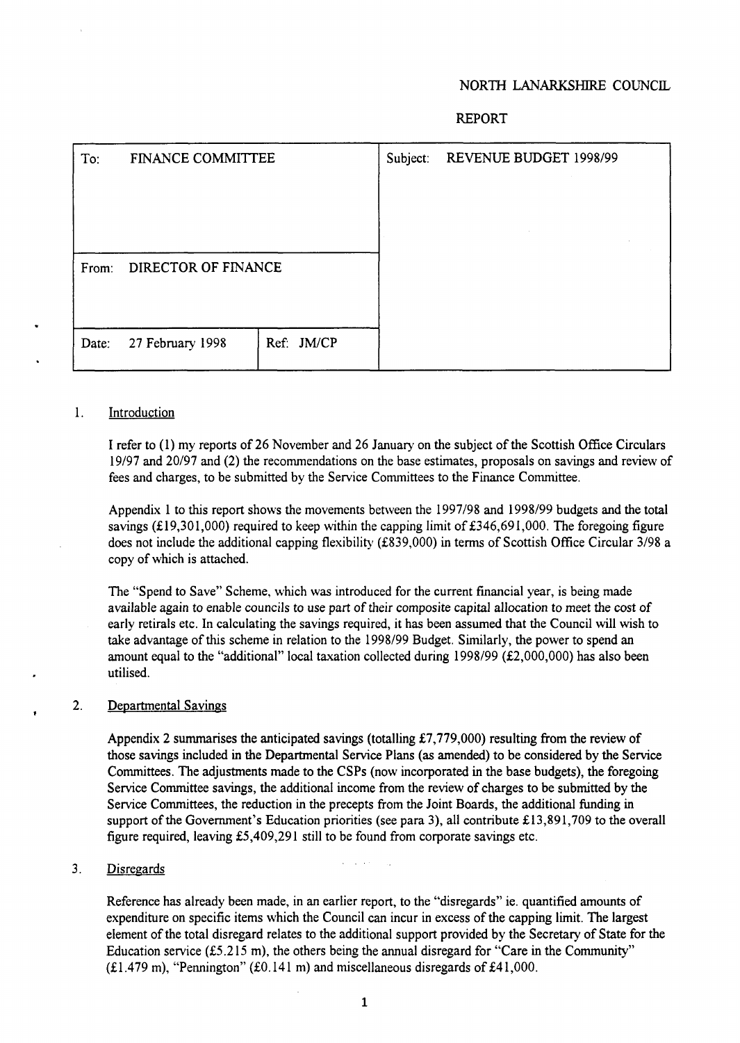NORTH LANARKSHIRE COUNCIL

REPORT

| To: FINANCE COMMITTEE | | Subject: REVENUE BUDGET 1998/99 |
|---|---|---|
| From: DIRECTOR OF FINANCE | | |
| Date: 27 February 1998 | Ref: JM/CP | |

## 1. Introduction

I refer to (1) my reports of 26 November and 26 January on the subject of the Scottish Office Circulars 19/97 and 20/97 and (2) the recommendations on the base estimates, proposals on savings and review of fees and charges, to be submitted by the Service Committees to the Finance Committee.

Appendix 1 to this report shows the movements between the 1997/98 and 1998/99 budgets and the total savings (£19,301,000) required to keep within the capping limit of £346,691,000. The foregoing figure does not include the additional capping flexibility (£839,000) in terms of Scottish Office Circular 3/98 a copy of which is attached.

The "Spend to Save" Scheme, which was introduced for the current financial year, is being made available again to enable councils to use part of their composite capital allocation to meet the cost of early retirals etc. In calculating the savings required, it has been assumed that the Council will wish to take advantage of this scheme in relation to the 1998/99 Budget. Similarly, the power to spend an amount equal to the "additional" local taxation collected during 1998/99 (£2,000,000) has also been utilised.

## 2. Departmental Savings

Appendix 2 summarises the anticipated savings (totalling £7,779,000) resulting from the review of those savings included in the Departmental Service Plans (as amended) to be considered by the Service Committees. The adjustments made to the CSPs (now incorporated in the base budgets), the foregoing Service Committee savings, the additional income from the review of charges to be submitted by the Service Committees, the reduction in the precepts from the Joint Boards, the additional funding in support of the Government's Education priorities (see para 3), all contribute £13,891,709 to the overall figure required, leaving £5,409,291 still to be found from corporate savings etc.

## 3. Disregards

Reference has already been made, in an earlier report, to the "disregards" ie. quantified amounts of expenditure on specific items which the Council can incur in excess of the capping limit. The largest element of the total disregard relates to the additional support provided by the Secretary of State for the Education service (£5.215 m), the others being the annual disregard for "Care in the Community" (£1.479 m), "Pennington" (£0.141 m) and miscellaneous disregards of £41,000.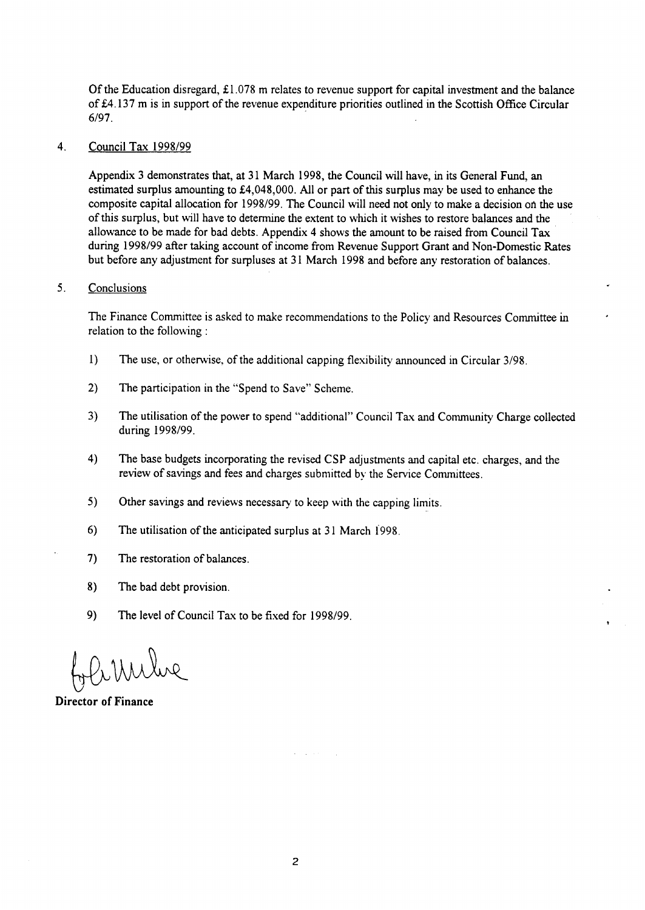Of the Education disregard, £1.078 m relates to revenue support for capital investment and the balance of £4.137 m is in support of the revenue expenditure priorities outlined in the Scottish Office Circular 6/97.

4. Council Tax 1998/99

Appendix 3 demonstrates that, at 31 March 1998, the Council will have, in its General Fund, an estimated surplus amounting to £4,048,000. All or part of this surplus may be used to enhance the composite capital allocation for 1998/99. The Council will need not only to make a decision on the use of this surplus, but will have to determine the extent to which it wishes to restore balances and the allowance to be made for bad debts. Appendix 4 shows the amount to be raised from Council Tax during 1998/99 after taking account of income from Revenue Support Grant and Non-Domestic Rates but before any adjustment for surpluses at 31 March 1998 and before any restoration of balances.

5. Conclusions

The Finance Committee is asked to make recommendations to the Policy and Resources Committee in relation to the following :

1) The use, or otherwise, of the additional capping flexibility announced in Circular 3/98.

2) The participation in the "Spend to Save" Scheme.

3) The utilisation of the power to spend "additional" Council Tax and Community Charge collected during 1998/99.

4) The base budgets incorporating the revised CSP adjustments and capital etc. charges, and the review of savings and fees and charges submitted by the Service Committees.

5) Other savings and reviews necessary to keep with the capping limits.

6) The utilisation of the anticipated surplus at 31 March 1998.

7) The restoration of balances.

8) The bad debt provision.

9) The level of Council Tax to be fixed for 1998/99.

**Director of Finance**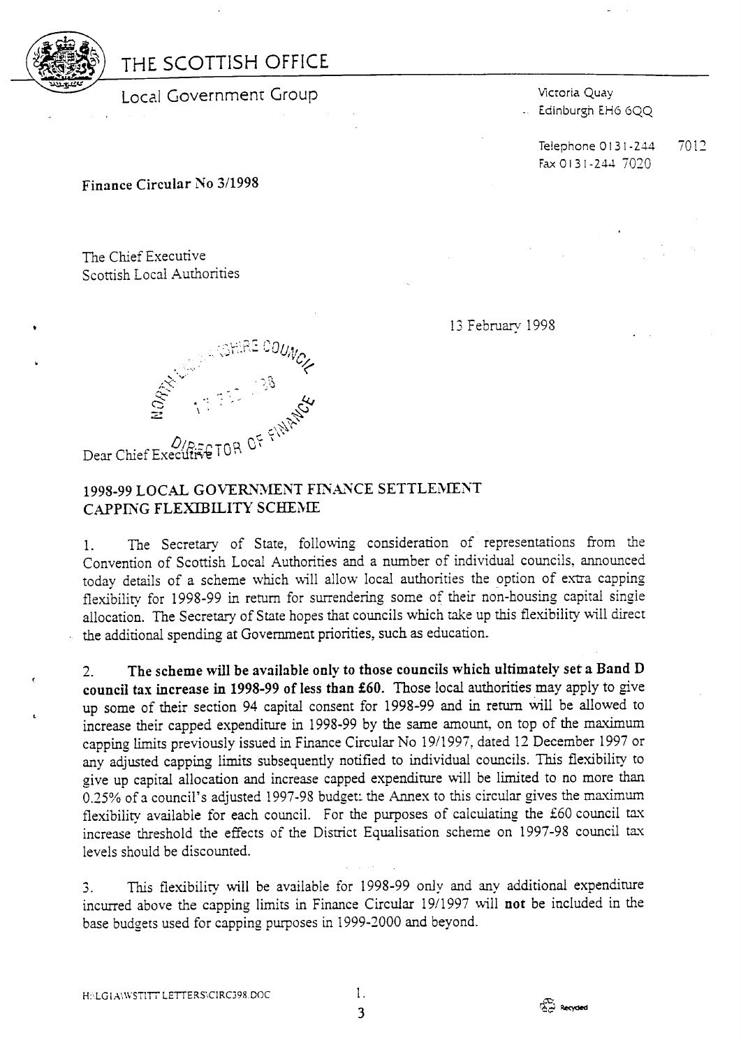# THE SCOTTISH OFFICE

## Local Government Group

Victoria Quay
Edinburgh EH6 6QQ

Telephone 0131-244 7012
Fax 0131-244 7020

**Finance Circular No 3/1998**

The Chief Executive
Scottish Local Authorities

13 February 1998

Dear Chief Executive

### 1998-99 LOCAL GOVERNMENT FINANCE SETTLEMENT CAPPING FLEXIBILITY SCHEME

1. The Secretary of State, following consideration of representations from the Convention of Scottish Local Authorities and a number of individual councils, announced today details of a scheme which will allow local authorities the option of extra capping flexibility for 1998-99 in return for surrendering some of their non-housing capital single allocation. The Secretary of State hopes that councils which take up this flexibility will direct the additional spending at Government priorities, such as education.

2. **The scheme will be available only to those councils which ultimately set a Band D council tax increase in 1998-99 of less than £60.** Those local authorities may apply to give up some of their section 94 capital consent for 1998-99 and in return will be allowed to increase their capped expenditure in 1998-99 by the same amount, on top of the maximum capping limits previously issued in Finance Circular No 19/1997, dated 12 December 1997 or any adjusted capping limits subsequently notified to individual councils. This flexibility to give up capital allocation and increase capped expenditure will be limited to no more than 0.25% of a council's adjusted 1997-98 budget: the Annex to this circular gives the maximum flexibility available for each council. For the purposes of calculating the £60 council tax increase threshold the effects of the District Equalisation scheme on 1997-98 council tax levels should be discounted.

3. This flexibility will be available for 1998-99 only and any additional expenditure incurred above the capping limits in Finance Circular 19/1997 will **not** be included in the base budgets used for capping purposes in 1999-2000 and beyond.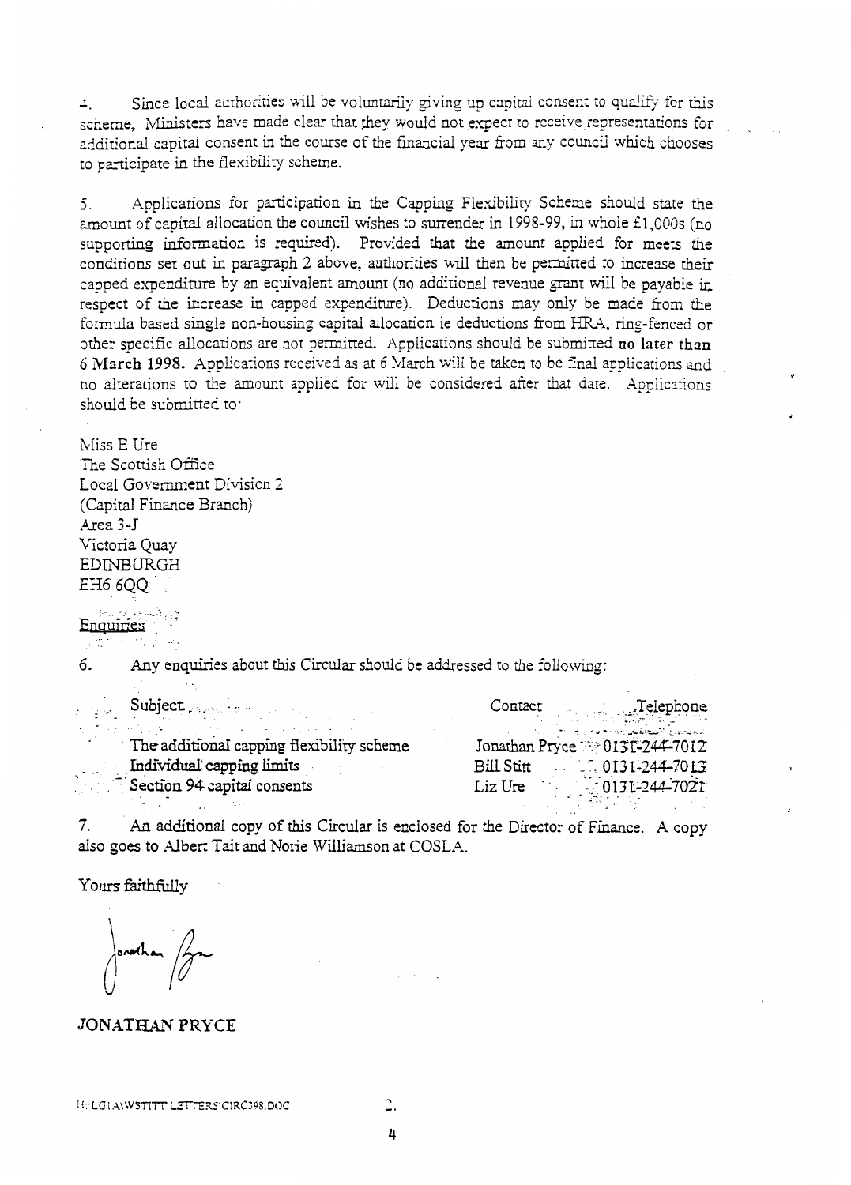4. Since local authorities will be voluntarily giving up capital consent to qualify for this scheme, Ministers have made clear that they would not expect to receive representations for additional capital consent in the course of the financial year from any council which chooses to participate in the flexibility scheme.

5. Applications for participation in the Capping Flexibility Scheme should state the amount of capital allocation the council wishes to surrender in 1998-99, in whole £1,000s (no supporting information is required). Provided that the amount applied for meets the conditions set out in paragraph 2 above, authorities will then be permitted to increase their capped expenditure by an equivalent amount (no additional revenue grant will be payable in respect of the increase in capped expenditure). Deductions may only be made from the formula based single non-housing capital allocation ie deductions from HRA, ring-fenced or other specific allocations are not permitted. Applications should be submitted **no later than 6 March 1998.** Applications received as at 6 March will be taken to be final applications and no alterations to the amount applied for will be considered after that date. Applications should be submitted to:

Miss E Ure
The Scottish Office
Local Government Division 2
(Capital Finance Branch)
Area 3-J
Victoria Quay
EDINBURGH
EH6 6QQ

<u>Enquiries</u>

6. Any enquiries about this Circular should be addressed to the following:

| Subject | Contact | Telephone |
|---|---|---|
| The additional capping flexibility scheme | Jonathan Pryce | 0131-244-7012 |
| Individual capping limits | Bill Stitt | 0131-244-7013 |
| Section 94 capital consents | Liz Ure | 0131-244-7021 |

7. An additional copy of this Circular is enclosed for the Director of Finance. A copy also goes to Albert Tait and Norie Williamson at COSLA.

Yours faithfully

Jonathan Pryce

**JONATHAN PRYCE**

H:\LG1A\WSTITT LETTERS\CIRC398.DOC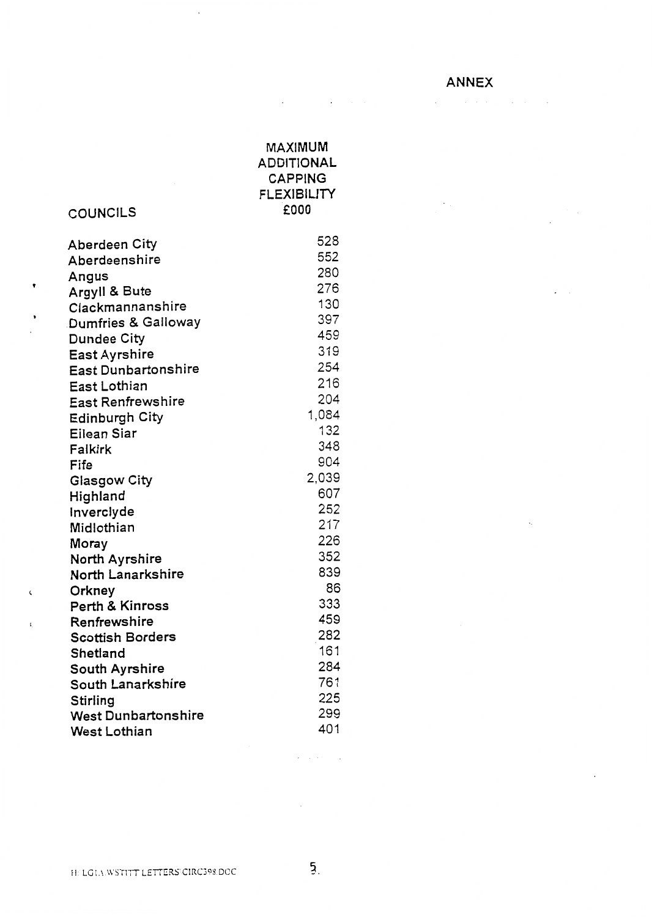# ANNEX

| COUNCILS | MAXIMUM ADDITIONAL CAPPING FLEXIBILITY £000 |
|---|---|
| Aberdeen City | 528 |
| Aberdeenshire | 552 |
| Angus | 280 |
| Argyll & Bute | 276 |
| Clackmannanshire | 130 |
| Dumfries & Galloway | 397 |
| Dundee City | 459 |
| East Ayrshire | 319 |
| East Dunbartonshire | 254 |
| East Lothian | 216 |
| East Renfrewshire | 204 |
| Edinburgh City | 1,084 |
| Eilean Siar | 132 |
| Falkirk | 348 |
| Fife | 904 |
| Glasgow City | 2,039 |
| Highland | 607 |
| Inverclyde | 252 |
| Midlothian | 217 |
| Moray | 226 |
| North Ayrshire | 352 |
| North Lanarkshire | 839 |
| Orkney | 86 |
| Perth & Kinross | 333 |
| Renfrewshire | 459 |
| Scottish Borders | 282 |
| Shetland | 161 |
| South Ayrshire | 284 |
| South Lanarkshire | 761 |
| Stirling | 225 |
| West Dunbartonshire | 299 |
| West Lothian | 401 |

H:\LGLA\WSTITT\LETTERS\CIRC398.DOC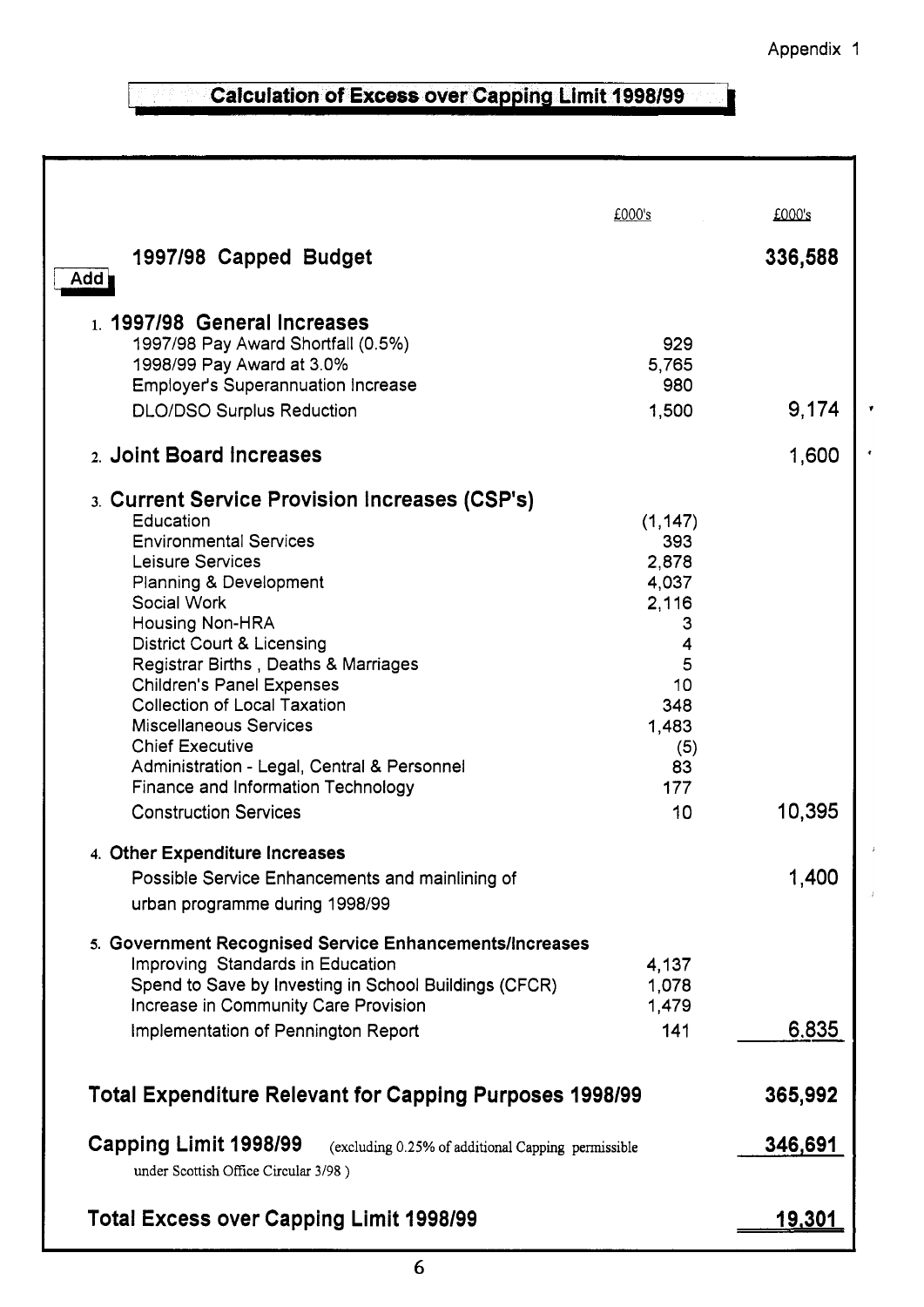Appendix 1

## Calculation of Excess over Capping Limit 1998/99

| | £000's | £000's |
|---|---|---|
| **1997/98 Capped Budget** | | **336,588** |
| **Add** | | |
| 1. **1997/98 General Increases** | | |
| 1997/98 Pay Award Shortfall (0.5%) | 929 | |
| 1998/99 Pay Award at 3.0% | 5,765 | |
| Employer's Superannuation Increase | 980 | |
| DLO/DSO Surplus Reduction | 1,500 | 9,174 |
| 2. **Joint Board Increases** | | 1,600 |
| 3. **Current Service Provision Increases (CSP's)** | | |
| Education | (1,147) | |
| Environmental Services | 393 | |
| Leisure Services | 2,878 | |
| Planning & Development | 4,037 | |
| Social Work | 2,116 | |
| Housing Non-HRA | 3 | |
| District Court & Licensing | 4 | |
| Registrar Births , Deaths & Marriages | 5 | |
| Children's Panel Expenses | 10 | |
| Collection of Local Taxation | 348 | |
| Miscellaneous Services | 1,483 | |
| Chief Executive | (5) | |
| Administration - Legal, Central & Personnel | 83 | |
| Finance and Information Technology | 177 | |
| Construction Services | 10 | 10,395 |
| 4. **Other Expenditure Increases** | | |
| Possible Service Enhancements and mainlining of urban programme during 1998/99 | | 1,400 |
| 5. **Government Recognised Service Enhancements/Increases** | | |
| Improving Standards in Education | 4,137 | |
| Spend to Save by Investing in School Buildings (CFCR) | 1,078 | |
| Increase in Community Care Provision | 1,479 | |
| Implementation of Pennington Report | 141 | 6,835 |
| **Total Expenditure Relevant for Capping Purposes 1998/99** | | **365,992** |
| **Capping Limit 1998/99** (excluding 0.25% of additional Capping permissible under Scottish Office Circular 3/98 ) | | **346,691** |
| **Total Excess over Capping Limit 1998/99** | | **19,301** |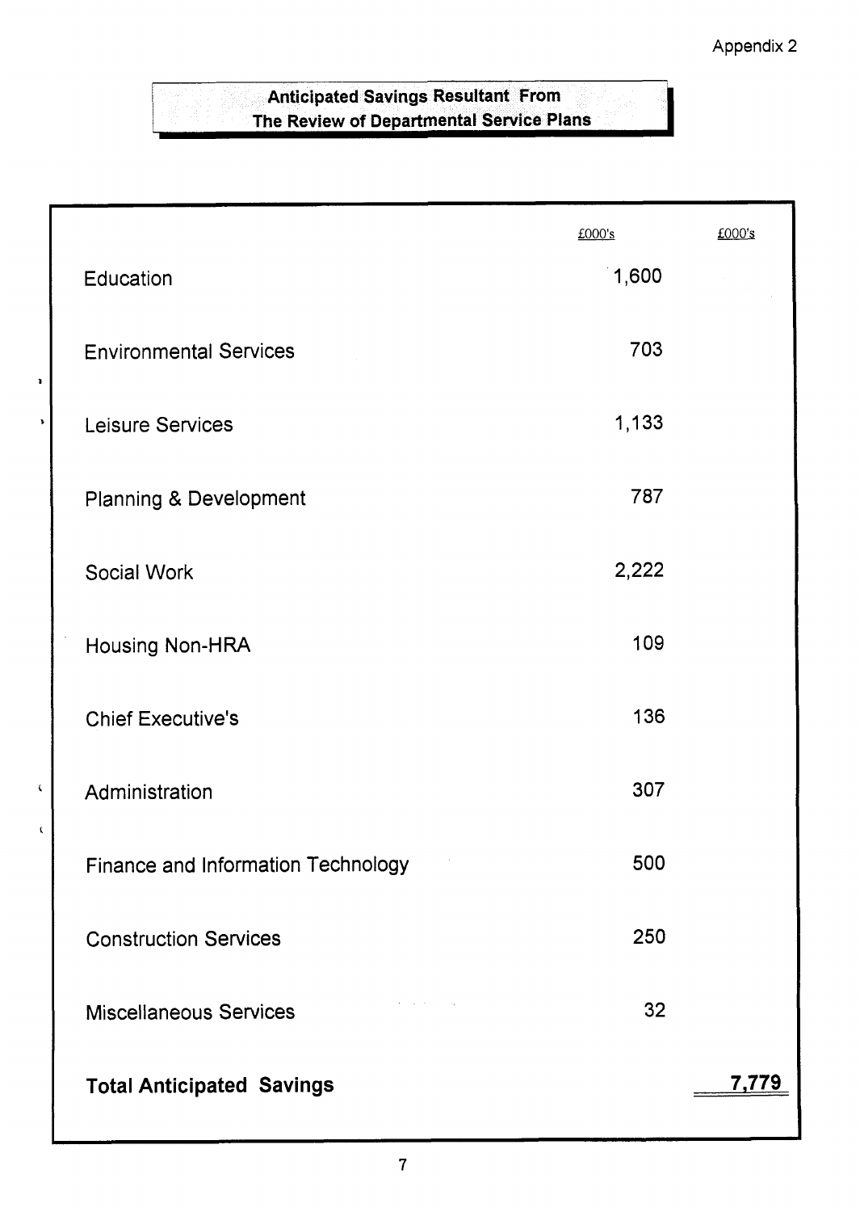Appendix 2

## Anticipated Savings Resultant From The Review of Departmental Service Plans

| | £000's | £000's |
|---|---|---|
| Education | 1,600 | |
| Environmental Services | 703 | |
| Leisure Services | 1,133 | |
| Planning & Development | 787 | |
| Social Work | 2,222 | |
| Housing Non-HRA | 109 | |
| Chief Executive's | 136 | |
| Administration | 307 | |
| Finance and Information Technology | 500 | |
| Construction Services | 250 | |
| Miscellaneous Services | 32 | |
| **Total Anticipated Savings** | | **7,779** |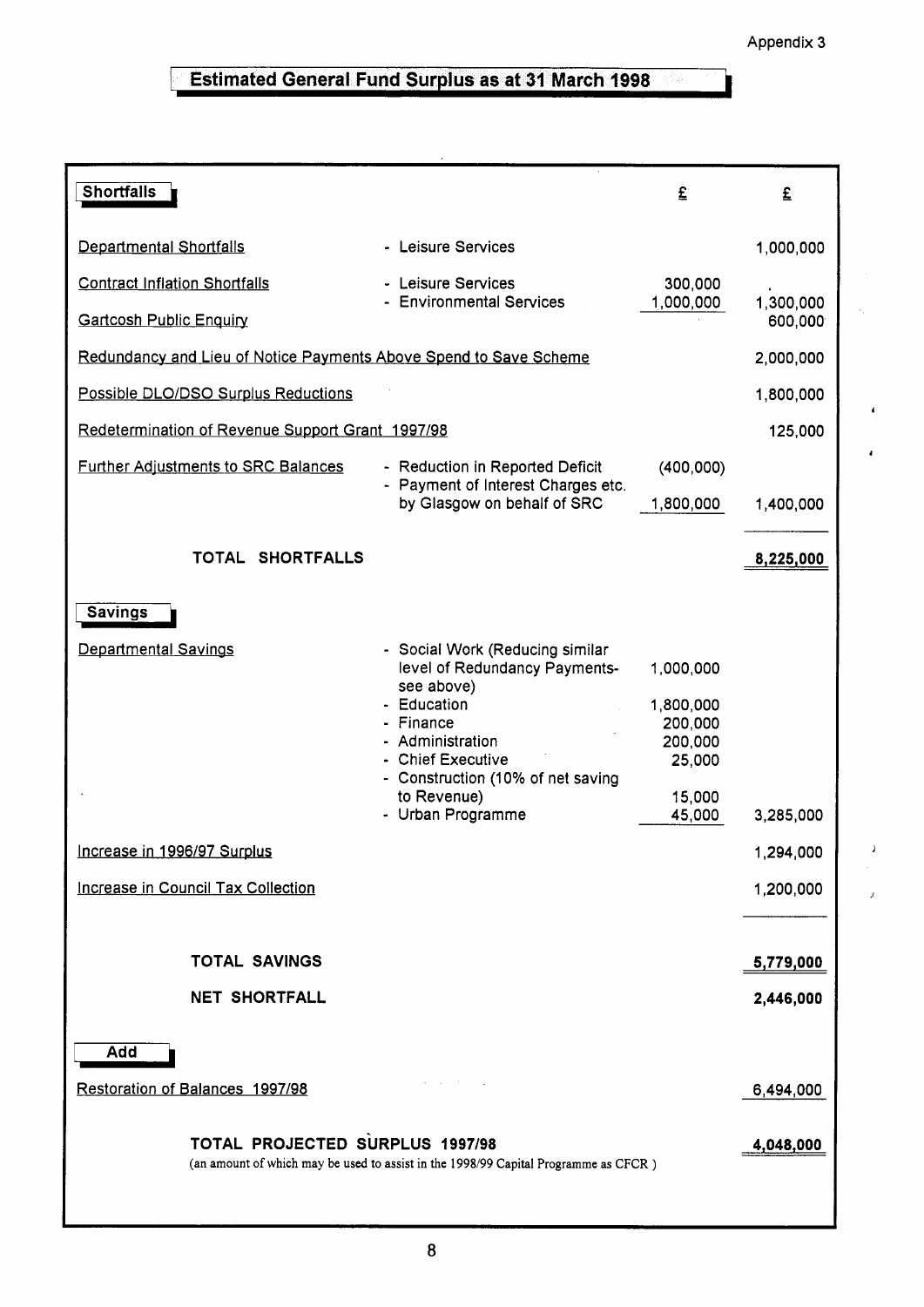Appendix 3

# Estimated General Fund Surplus as at 31 March 1998

| **Shortfalls** | | £ | £ |
|---|---|---|---|
| Departmental Shortfalls | - Leisure Services | | 1,000,000 |
| Contract Inflation Shortfalls | - Leisure Services | 300,000 | |
| | - Environmental Services | 1,000,000 | 1,300,000 |
| Gartcosh Public Enquiry | | | 600,000 |
| Redundancy and Lieu of Notice Payments Above Spend to Save Scheme | | | 2,000,000 |
| Possible DLO/DSO Surplus Reductions | | | 1,800,000 |
| Redetermination of Revenue Support Grant 1997/98 | | | 125,000 |
| Further Adjustments to SRC Balances | - Reduction in Reported Deficit | (400,000) | |
| | - Payment of Interest Charges etc. by Glasgow on behalf of SRC | 1,800,000 | 1,400,000 |
| **TOTAL SHORTFALLS** | | | **8,225,000** |
| **Savings** | | | |
| Departmental Savings | - Social Work (Reducing similar level of Redundancy Payments- see above) | 1,000,000 | |
| | - Education | 1,800,000 | |
| | - Finance | 200,000 | |
| | - Administration | 200,000 | |
| | - Chief Executive | 25,000 | |
| | - Construction (10% of net saving to Revenue) | 15,000 | |
| | - Urban Programme | 45,000 | 3,285,000 |
| Increase in 1996/97 Surplus | | | 1,294,000 |
| Increase in Council Tax Collection | | | 1,200,000 |
| **TOTAL SAVINGS** | | | **5,779,000** |
| **NET SHORTFALL** | | | **2,446,000** |
| **Add** | | | |
| Restoration of Balances 1997/98 | | | 6,494,000 |
| **TOTAL PROJECTED SURPLUS 1997/98** (an amount of which may be used to assist in the 1998/99 Capital Programme as CFCR ) | | | **4,048,000** |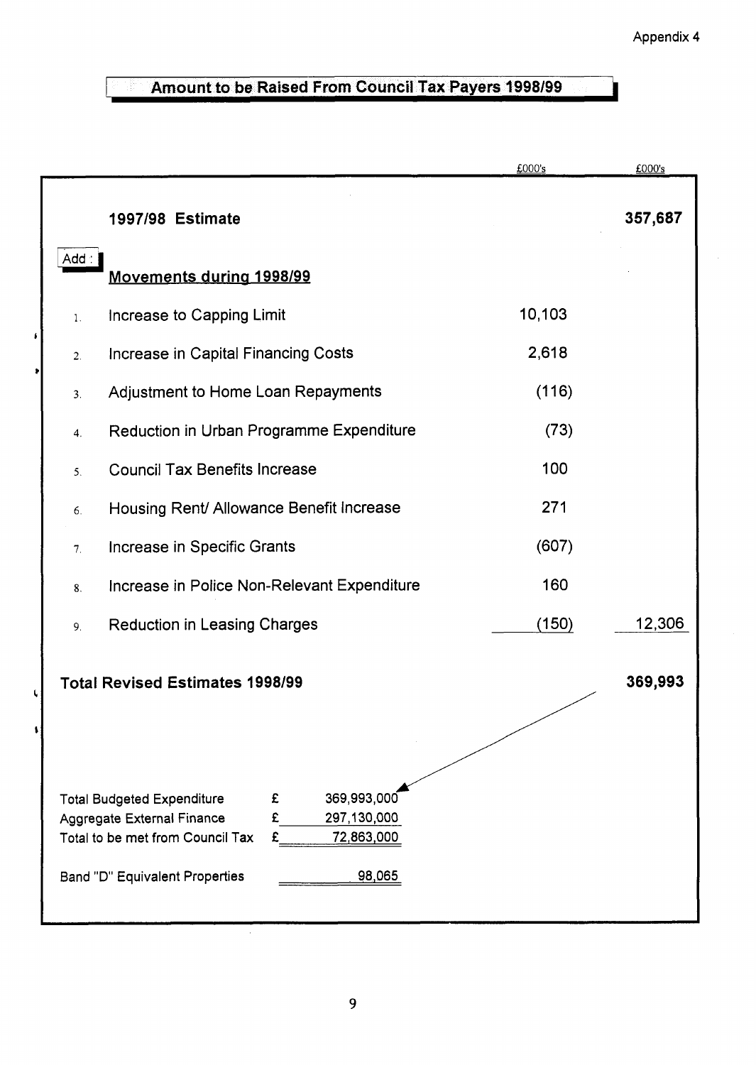Appendix 4

# Amount to be Raised From Council Tax Payers 1998/99

| | | £000's | £000's |
|---|---|---|---|
| | **1997/98 Estimate** | | **357,687** |
| Add : | **Movements during 1998/99** | | |
| 1. | Increase to Capping Limit | 10,103 | |
| 2. | Increase in Capital Financing Costs | 2,618 | |
| 3. | Adjustment to Home Loan Repayments | (116) | |
| 4. | Reduction in Urban Programme Expenditure | (73) | |
| 5. | Council Tax Benefits Increase | 100 | |
| 6. | Housing Rent/ Allowance Benefit Increase | 271 | |
| 7. | Increase in Specific Grants | (607) | |
| 8. | Increase in Police Non-Relevant Expenditure | 160 | |
| 9. | Reduction in Leasing Charges | (150) | 12,306 |
| **Total Revised Estimates 1998/99** | | | **369,993** |

| | | |
|---|---|---|
| Total Budgeted Expenditure | £ | 369,993,000 |
| Aggregate External Finance | £ | 297,130,000 |
| Total to be met from Council Tax | £ | 72,863,000 |
| Band "D" Equivalent Properties | | 98,065 |